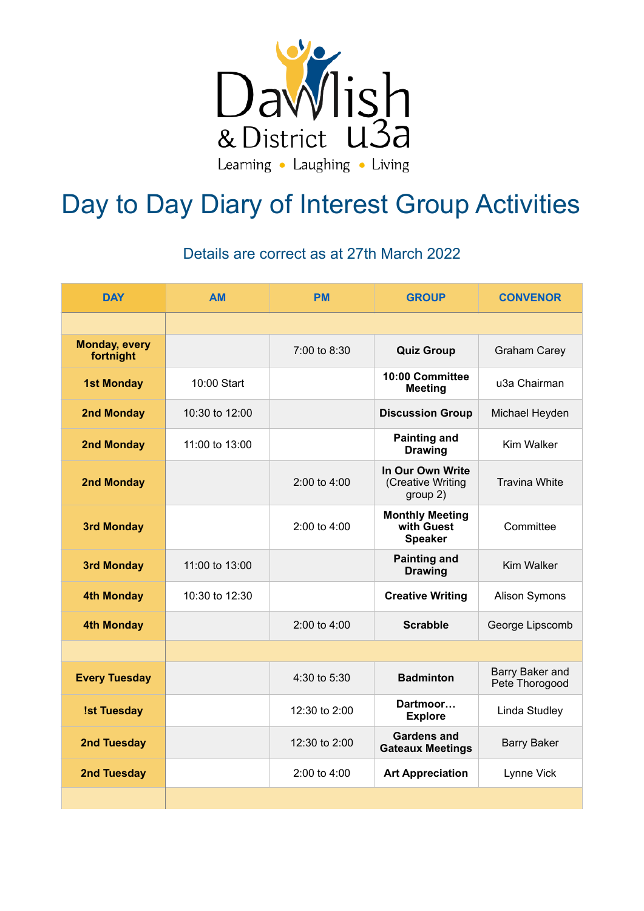Dawlish & District u3a

Learning • Laughing • Living

# Day to Day Diary of Interest Group Activities

Details are correct as at 27th March 2022

| DAY | AM | PM | GROUP | CONVENOR |
|---|---|---|---|---|
| | | | | |
| **Monday, every fortnight** | | 7:00 to 8:30 | **Quiz Group** | Graham Carey |
| **1st Monday** | 10:00 Start | | **10:00 Committee Meeting** | u3a Chairman |
| **2nd Monday** | 10:30 to 12:00 | | **Discussion Group** | Michael Heyden |
| **2nd Monday** | 11:00 to 13:00 | | **Painting and Drawing** | Kim Walker |
| **2nd Monday** | | 2:00 to 4:00 | **In Our Own Write** (Creative Writing group 2) | Travina White |
| **3rd Monday** | | 2:00 to 4:00 | **Monthly Meeting with Guest Speaker** | Committee |
| **3rd Monday** | 11:00 to 13:00 | | **Painting and Drawing** | Kim Walker |
| **4th Monday** | 10:30 to 12:30 | | **Creative Writing** | Alison Symons |
| **4th Monday** | | 2:00 to 4:00 | **Scrabble** | George Lipscomb |
| | | | | |
| **Every Tuesday** | | 4:30 to 5:30 | **Badminton** | Barry Baker and Pete Thorogood |
| **!st Tuesday** | | 12:30 to 2:00 | **Dartmoor… Explore** | Linda Studley |
| **2nd Tuesday** | | 12:30 to 2:00 | **Gardens and Gateaux Meetings** | Barry Baker |
| **2nd Tuesday** | | 2:00 to 4:00 | **Art Appreciation** | Lynne Vick |
| | | | | |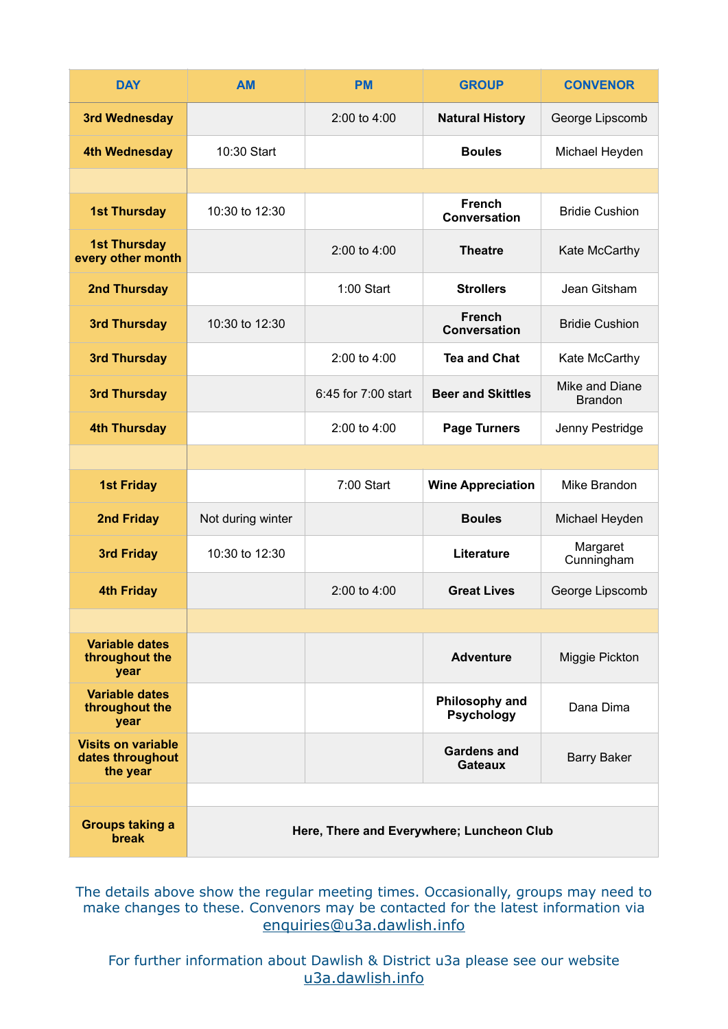| DAY | AM | PM | GROUP | CONVENOR |
|---|---|---|---|---|
| **3rd Wednesday** | | 2:00 to 4:00 | **Natural History** | George Lipscomb |
| **4th Wednesday** | 10:30 Start | | **Boules** | Michael Heyden |
| | | | | |
| **1st Thursday** | 10:30 to 12:30 | | **French Conversation** | Bridie Cushion |
| **1st Thursday every other month** | | 2:00 to 4:00 | **Theatre** | Kate McCarthy |
| **2nd Thursday** | | 1:00 Start | **Strollers** | Jean Gitsham |
| **3rd Thursday** | 10:30 to 12:30 | | **French Conversation** | Bridie Cushion |
| **3rd Thursday** | | 2:00 to 4:00 | **Tea and Chat** | Kate McCarthy |
| **3rd Thursday** | | 6:45 for 7:00 start | **Beer and Skittles** | Mike and Diane Brandon |
| **4th Thursday** | | 2:00 to 4:00 | **Page Turners** | Jenny Pestridge |
| | | | | |
| **1st Friday** | | 7:00 Start | **Wine Appreciation** | Mike Brandon |
| **2nd Friday** | Not during winter | | **Boules** | Michael Heyden |
| **3rd Friday** | 10:30 to 12:30 | | **Literature** | Margaret Cunningham |
| **4th Friday** | | 2:00 to 4:00 | **Great Lives** | George Lipscomb |
| | | | | |
| **Variable dates throughout the year** | | | **Adventure** | Miggie Pickton |
| **Variable dates throughout the year** | | | **Philosophy and Psychology** | Dana Dima |
| **Visits on variable dates throughout the year** | | | **Gardens and Gateaux** | Barry Baker |
| | | | | |
| **Groups taking a break** | **Here, There and Everywhere; Luncheon Club** | | | |

The details above show the regular meeting times. Occasionally, groups may need to make changes to these. Convenors may be contacted for the latest information via enquiries@u3a.dawlish.info

For further information about Dawlish & District u3a please see our website u3a.dawlish.info